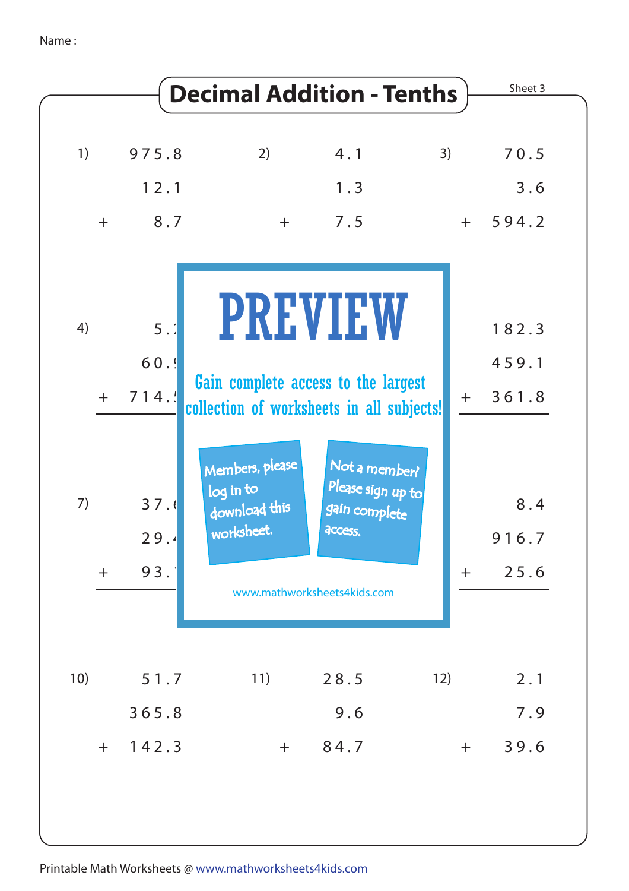Name : ____________________

# Decimal Addition - Tenths

Sheet 3

1)
```
  975.8
   12.1
+   8.7
```

2)
```
    4.1
    1.3
+   7.5
```

3)
```
   70.5
    3.6
+ 594.2
```

4)
```
    5.
   60.
+ 714.
```

6)
```
  182.3
  459.1
+ 361.8
```

7)
```
   37.
   29.
+  93.
```

9)
```
    8.4
  916.7
+  25.6
```

PREVIEW

Gain complete access to the largest collection of worksheets in all subjects!

Members, please log in to download this worksheet.

Not a member? Please sign up to gain complete access.

www.mathworksheets4kids.com

10)
```
   51.7
  365.8
+ 142.3
```

11)
```
   28.5
    9.6
+  84.7
```

12)
```
    2.1
    7.9
+  39.6
```

Printable Math Worksheets @ www.mathworksheets4kids.com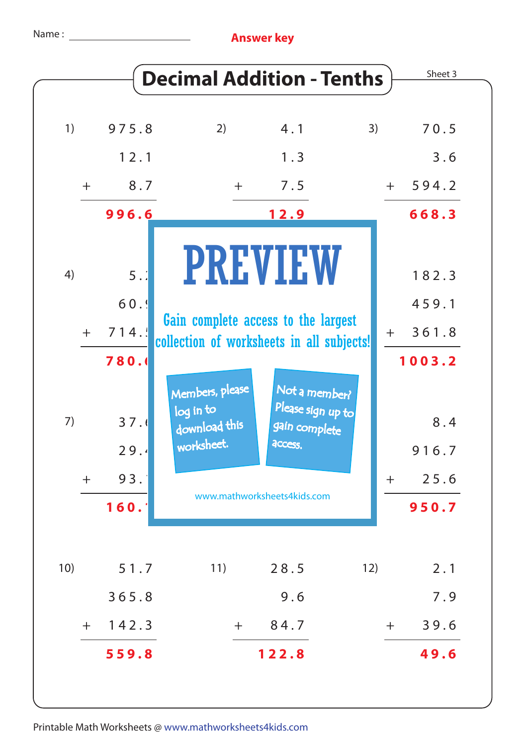Name : ____________________ **Answer key**

# Decimal Addition - Tenths

Sheet 3

1)
```
   975.8
    12.1
+    8.7
--------
   996.6
```

2)
```
     4.1
     1.3
+    7.5
--------
    12.9
```

3)
```
    70.5
     3.6
+  594.2
--------
   668.3
```

4)
```
     5.
    60.
+  714.
--------
   780.
```

6)
```
   182.3
   459.1
+  361.8
--------
  1003.2
```

7)
```
    37.
    29.
+   93.
--------
   160.
```

9)
```
     8.4
   916.7
+   25.6
--------
   950.7
```

10)
```
    51.7
   365.8
+  142.3
--------
   559.8
```

11)
```
    28.5
     9.6
+   84.7
--------
   122.8
```

12)
```
     2.1
     7.9
+   39.6
--------
    49.6
```

PREVIEW

Gain complete access to the largest collection of worksheets in all subjects!

Members, please log in to download this worksheet.

Not a member? Please sign up to gain complete access.

www.mathworksheets4kids.com

Printable Math Worksheets @ www.mathworksheets4kids.com